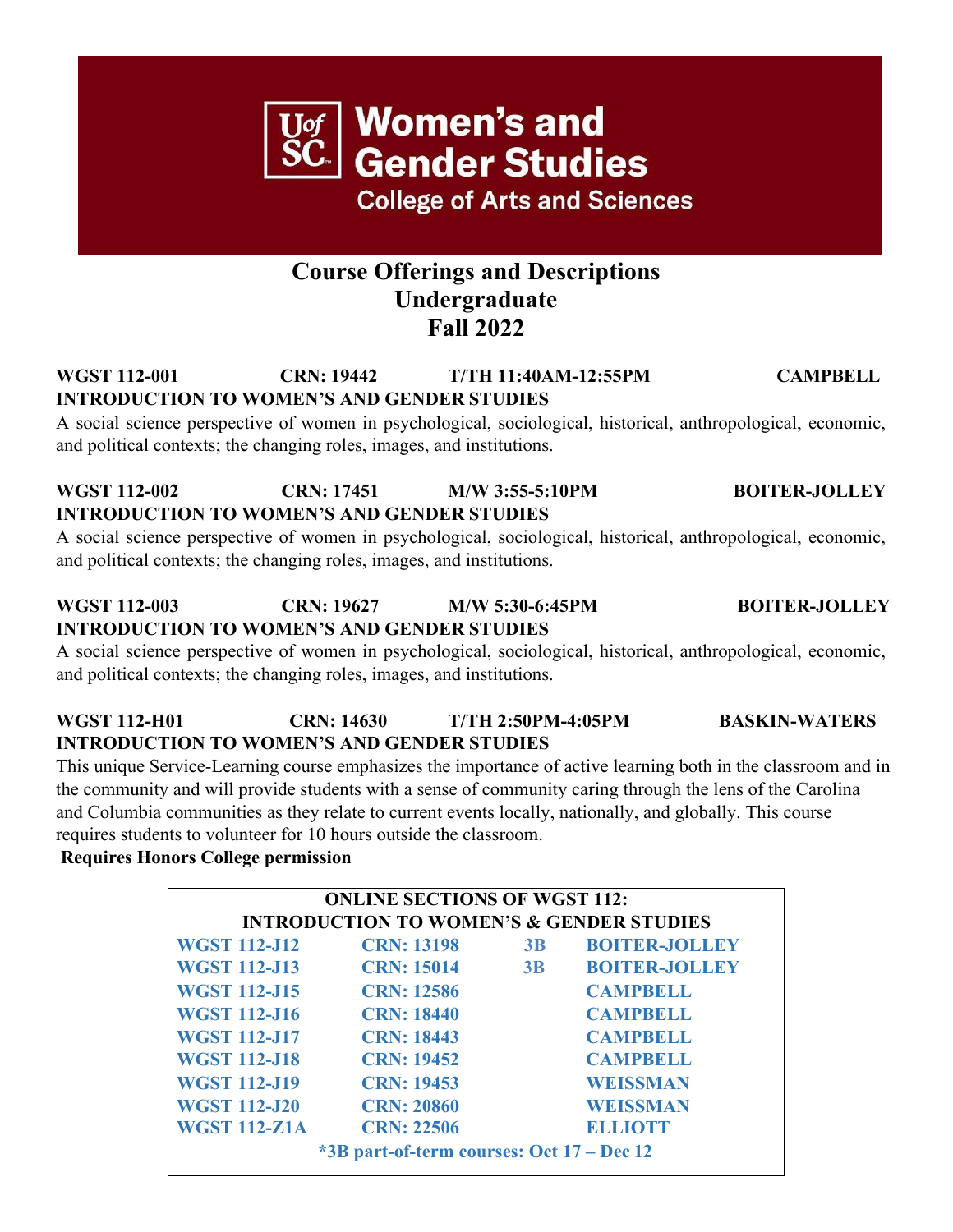# Women's and Gender Studies

College of Arts and Sciences

## Course Offerings and Descriptions
## Undergraduate
## Fall 2022

**WGST 112-001 CRN: 19442 T/TH 11:40AM-12:55PM CAMPBELL**
**INTRODUCTION TO WOMEN'S AND GENDER STUDIES**

A social science perspective of women in psychological, sociological, historical, anthropological, economic, and political contexts; the changing roles, images, and institutions.

**WGST 112-002 CRN: 17451 M/W 3:55-5:10PM BOITER-JOLLEY**
**INTRODUCTION TO WOMEN'S AND GENDER STUDIES**

A social science perspective of women in psychological, sociological, historical, anthropological, economic, and political contexts; the changing roles, images, and institutions.

**WGST 112-003 CRN: 19627 M/W 5:30-6:45PM BOITER-JOLLEY**
**INTRODUCTION TO WOMEN'S AND GENDER STUDIES**

A social science perspective of women in psychological, sociological, historical, anthropological, economic, and political contexts; the changing roles, images, and institutions.

**WGST 112-H01 CRN: 14630 T/TH 2:50PM-4:05PM BASKIN-WATERS**
**INTRODUCTION TO WOMEN'S AND GENDER STUDIES**

This unique Service-Learning course emphasizes the importance of active learning both in the classroom and in the community and will provide students with a sense of community caring through the lens of the Carolina and Columbia communities as they relate to current events locally, nationally, and globally. This course requires students to volunteer for 10 hours outside the classroom.

**Requires Honors College permission**

| ONLINE SECTIONS OF WGST 112: INTRODUCTION TO WOMEN'S & GENDER STUDIES | | | |
|---|---|---|---|
| WGST 112-J12 | CRN: 13198 | 3B | BOITER-JOLLEY |
| WGST 112-J13 | CRN: 15014 | 3B | BOITER-JOLLEY |
| WGST 112-J15 | CRN: 12586 | | CAMPBELL |
| WGST 112-J16 | CRN: 18440 | | CAMPBELL |
| WGST 112-J17 | CRN: 18443 | | CAMPBELL |
| WGST 112-J18 | CRN: 19452 | | CAMPBELL |
| WGST 112-J19 | CRN: 19453 | | WEISSMAN |
| WGST 112-J20 | CRN: 20860 | | WEISSMAN |
| WGST 112-Z1A | CRN: 22506 | | ELLIOTT |
| *3B part-of-term courses: Oct 17 – Dec 12 | | | |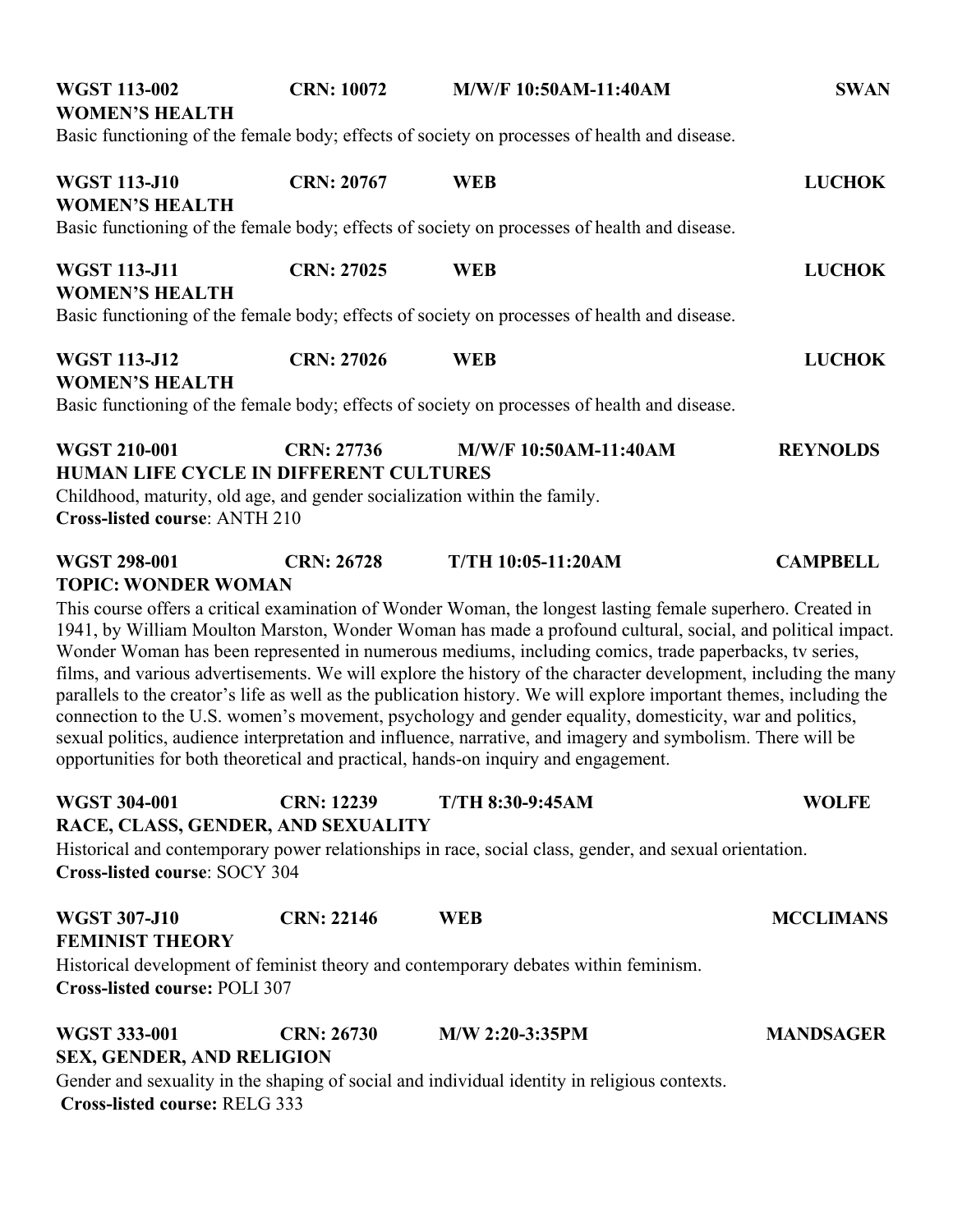**WGST 113-002** **CRN: 10072** **M/W/F 10:50AM-11:40AM** **SWAN**
**WOMEN'S HEALTH**
Basic functioning of the female body; effects of society on processes of health and disease.

**WGST 113-J10** **CRN: 20767** **WEB** **LUCHOK**
**WOMEN'S HEALTH**
Basic functioning of the female body; effects of society on processes of health and disease.

**WGST 113-J11** **CRN: 27025** **WEB** **LUCHOK**
**WOMEN'S HEALTH**
Basic functioning of the female body; effects of society on processes of health and disease.

**WGST 113-J12** **CRN: 27026** **WEB** **LUCHOK**
**WOMEN'S HEALTH**
Basic functioning of the female body; effects of society on processes of health and disease.

**WGST 210-001** **CRN: 27736** **M/W/F 10:50AM-11:40AM** **REYNOLDS**
**HUMAN LIFE CYCLE IN DIFFERENT CULTURES**
Childhood, maturity, old age, and gender socialization within the family.
**Cross-listed course**: ANTH 210

**WGST 298-001** **CRN: 26728** **T/TH 10:05-11:20AM** **CAMPBELL**
**TOPIC: WONDER WOMAN**
This course offers a critical examination of Wonder Woman, the longest lasting female superhero. Created in 1941, by William Moulton Marston, Wonder Woman has made a profound cultural, social, and political impact. Wonder Woman has been represented in numerous mediums, including comics, trade paperbacks, tv series, films, and various advertisements. We will explore the history of the character development, including the many parallels to the creator's life as well as the publication history. We will explore important themes, including the connection to the U.S. women's movement, psychology and gender equality, domesticity, war and politics, sexual politics, audience interpretation and influence, narrative, and imagery and symbolism. There will be opportunities for both theoretical and practical, hands-on inquiry and engagement.

**WGST 304-001** **CRN: 12239** **T/TH 8:30-9:45AM** **WOLFE**
**RACE, CLASS, GENDER, AND SEXUALITY**
Historical and contemporary power relationships in race, social class, gender, and sexual orientation.
**Cross-listed course**: SOCY 304

**WGST 307-J10** **CRN: 22146** **WEB** **MCCLIMANS**
**FEMINIST THEORY**
Historical development of feminist theory and contemporary debates within feminism.
**Cross-listed course:** POLI 307

**WGST 333-001** **CRN: 26730** **M/W 2:20-3:35PM** **MANDSAGER**
**SEX, GENDER, AND RELIGION**
Gender and sexuality in the shaping of social and individual identity in religious contexts.
**Cross-listed course:** RELG 333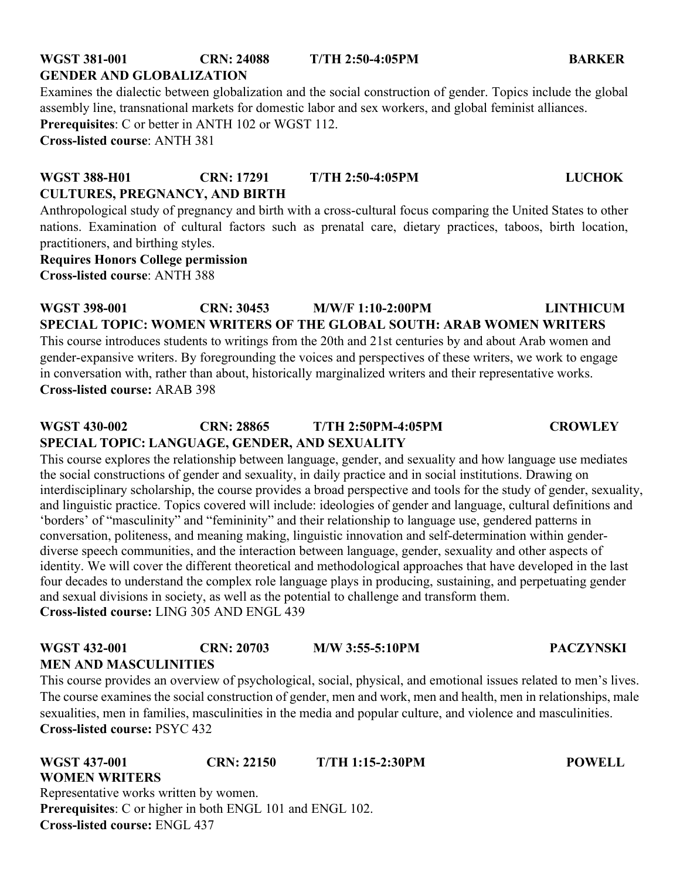**WGST 381-001 CRN: 24088 T/TH 2:50-4:05PM BARKER**
**GENDER AND GLOBALIZATION**

Examines the dialectic between globalization and the social construction of gender. Topics include the global assembly line, transnational markets for domestic labor and sex workers, and global feminist alliances.
**Prerequisites**: C or better in ANTH 102 or WGST 112.
**Cross-listed course**: ANTH 381

**WGST 388-H01 CRN: 17291 T/TH 2:50-4:05PM LUCHOK**
**CULTURES, PREGNANCY, AND BIRTH**

Anthropological study of pregnancy and birth with a cross-cultural focus comparing the United States to other nations. Examination of cultural factors such as prenatal care, dietary practices, taboos, birth location, practitioners, and birthing styles.
**Requires Honors College permission**
**Cross-listed course**: ANTH 388

**WGST 398-001 CRN: 30453 M/W/F 1:10-2:00PM LINTHICUM**
**SPECIAL TOPIC: WOMEN WRITERS OF THE GLOBAL SOUTH: ARAB WOMEN WRITERS**

This course introduces students to writings from the 20th and 21st centuries by and about Arab women and gender-expansive writers. By foregrounding the voices and perspectives of these writers, we work to engage in conversation with, rather than about, historically marginalized writers and their representative works.
**Cross-listed course:** ARAB 398

**WGST 430-002 CRN: 28865 T/TH 2:50PM-4:05PM CROWLEY**
**SPECIAL TOPIC: LANGUAGE, GENDER, AND SEXUALITY**

This course explores the relationship between language, gender, and sexuality and how language use mediates the social constructions of gender and sexuality, in daily practice and in social institutions. Drawing on interdisciplinary scholarship, the course provides a broad perspective and tools for the study of gender, sexuality, and linguistic practice. Topics covered will include: ideologies of gender and language, cultural definitions and 'borders' of "masculinity" and "femininity" and their relationship to language use, gendered patterns in conversation, politeness, and meaning making, linguistic innovation and self-determination within gender-diverse speech communities, and the interaction between language, gender, sexuality and other aspects of identity. We will cover the different theoretical and methodological approaches that have developed in the last four decades to understand the complex role language plays in producing, sustaining, and perpetuating gender and sexual divisions in society, as well as the potential to challenge and transform them.
**Cross-listed course:** LING 305 AND ENGL 439

**WGST 432-001 CRN: 20703 M/W 3:55-5:10PM PACZYNSKI**
**MEN AND MASCULINITIES**

This course provides an overview of psychological, social, physical, and emotional issues related to men's lives. The course examines the social construction of gender, men and work, men and health, men in relationships, male sexualities, men in families, masculinities in the media and popular culture, and violence and masculinities.
**Cross-listed course:** PSYC 432

**WGST 437-001 CRN: 22150 T/TH 1:15-2:30PM POWELL**
**WOMEN WRITERS**

Representative works written by women.
**Prerequisites**: C or higher in both ENGL 101 and ENGL 102.
**Cross-listed course:** ENGL 437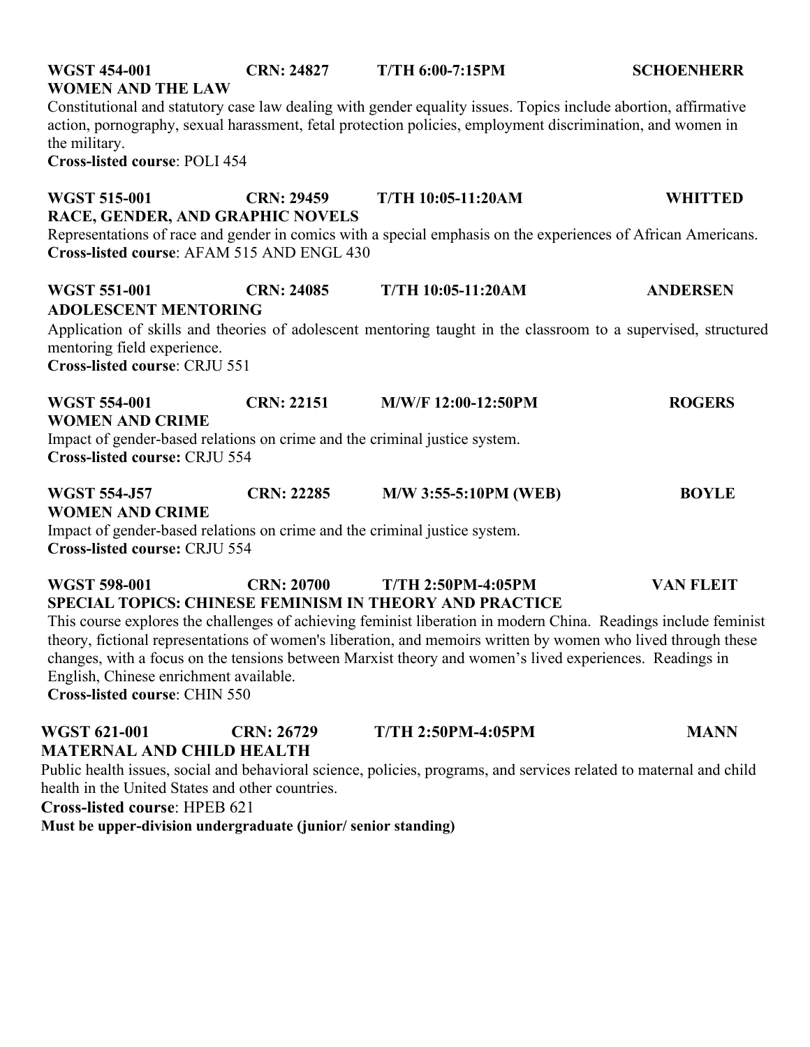**WGST 454-001** **CRN: 24827** **T/TH 6:00-7:15PM** **SCHOENHERR**
**WOMEN AND THE LAW**

Constitutional and statutory case law dealing with gender equality issues. Topics include abortion, affirmative action, pornography, sexual harassment, fetal protection policies, employment discrimination, and women in the military.

**Cross-listed course**: POLI 454

**WGST 515-001** **CRN: 29459** **T/TH 10:05-11:20AM** **WHITTED**
**RACE, GENDER, AND GRAPHIC NOVELS**

Representations of race and gender in comics with a special emphasis on the experiences of African Americans.

**Cross-listed course**: AFAM 515 AND ENGL 430

**WGST 551-001** **CRN: 24085** **T/TH 10:05-11:20AM** **ANDERSEN**
**ADOLESCENT MENTORING**

Application of skills and theories of adolescent mentoring taught in the classroom to a supervised, structured mentoring field experience.

**Cross-listed course**: CRJU 551

**WGST 554-001** **CRN: 22151** **M/W/F 12:00-12:50PM** **ROGERS**
**WOMEN AND CRIME**

Impact of gender-based relations on crime and the criminal justice system.

**Cross-listed course:** CRJU 554

**WGST 554-J57** **CRN: 22285** **M/W 3:55-5:10PM (WEB)** **BOYLE**
**WOMEN AND CRIME**

Impact of gender-based relations on crime and the criminal justice system.

**Cross-listed course:** CRJU 554

**WGST 598-001** **CRN: 20700** **T/TH 2:50PM-4:05PM** **VAN FLEIT**
**SPECIAL TOPICS: CHINESE FEMINISM IN THEORY AND PRACTICE**

This course explores the challenges of achieving feminist liberation in modern China. Readings include feminist theory, fictional representations of women's liberation, and memoirs written by women who lived through these changes, with a focus on the tensions between Marxist theory and women's lived experiences. Readings in English, Chinese enrichment available.

**Cross-listed course**: CHIN 550

**WGST 621-001** **CRN: 26729** **T/TH 2:50PM-4:05PM** **MANN**
**MATERNAL AND CHILD HEALTH**

Public health issues, social and behavioral science, policies, programs, and services related to maternal and child health in the United States and other countries.

**Cross-listed course**: HPEB 621

**Must be upper-division undergraduate (junior/ senior standing)**